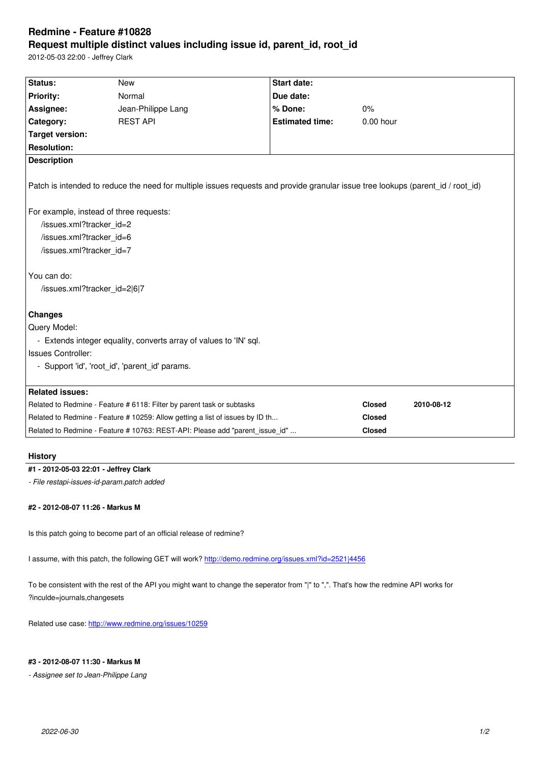# Redmine - Feature #10828

## Request multiple distinct values including issue id, parent_id, root_id

2012-05-03 22:00 - Jeffrey Clark

| Status: | New | Start date: | |
|---|---|---|---|
| Priority: | Normal | Due date: | |
| Assignee: | Jean-Philippe Lang | % Done: | 0% |
| Category: | REST API | Estimated time: | 0.00 hour |
| Target version: | | | |
| Resolution: | | | |

**Description**

Patch is intended to reduce the need for multiple issues requests and provide granular issue tree lookups (parent_id / root_id)

For example, instead of three requests:
/issues.xml?tracker_id=2
/issues.xml?tracker_id=6
/issues.xml?tracker_id=7

You can do:
/issues.xml?tracker_id=2|6|7

**Changes**

Query Model:
- Extends integer equality, converts array of values to 'IN' sql.

Issues Controller:
- Support 'id', 'root_id', 'parent_id' params.

**Related issues:**

| | | |
|---|---|---|
| Related to Redmine - Feature # 6118: Filter by parent task or subtasks | **Closed** | **2010-08-12** |
| Related to Redmine - Feature # 10259: Allow getting a list of issues by ID th... | **Closed** | |
| Related to Redmine - Feature # 10763: REST-API: Please add "parent_issue_id" ... | **Closed** | |

## History

**#1 - 2012-05-03 22:01 - Jeffrey Clark**

*- File restapi-issues-id-param.patch added*

**#2 - 2012-08-07 11:26 - Markus M**

Is this patch going to become part of an official release of redmine?

I assume, with this patch, the following GET will work? http://demo.redmine.org/issues.xml?id=2521|4456

To be consistent with the rest of the API you might want to change the seperator from "|" to ",". That's how the redmine API works for ?inculde=journals,changesets

Related use case: http://www.redmine.org/issues/10259

**#3 - 2012-08-07 11:30 - Markus M**

*- Assignee set to Jean-Philippe Lang*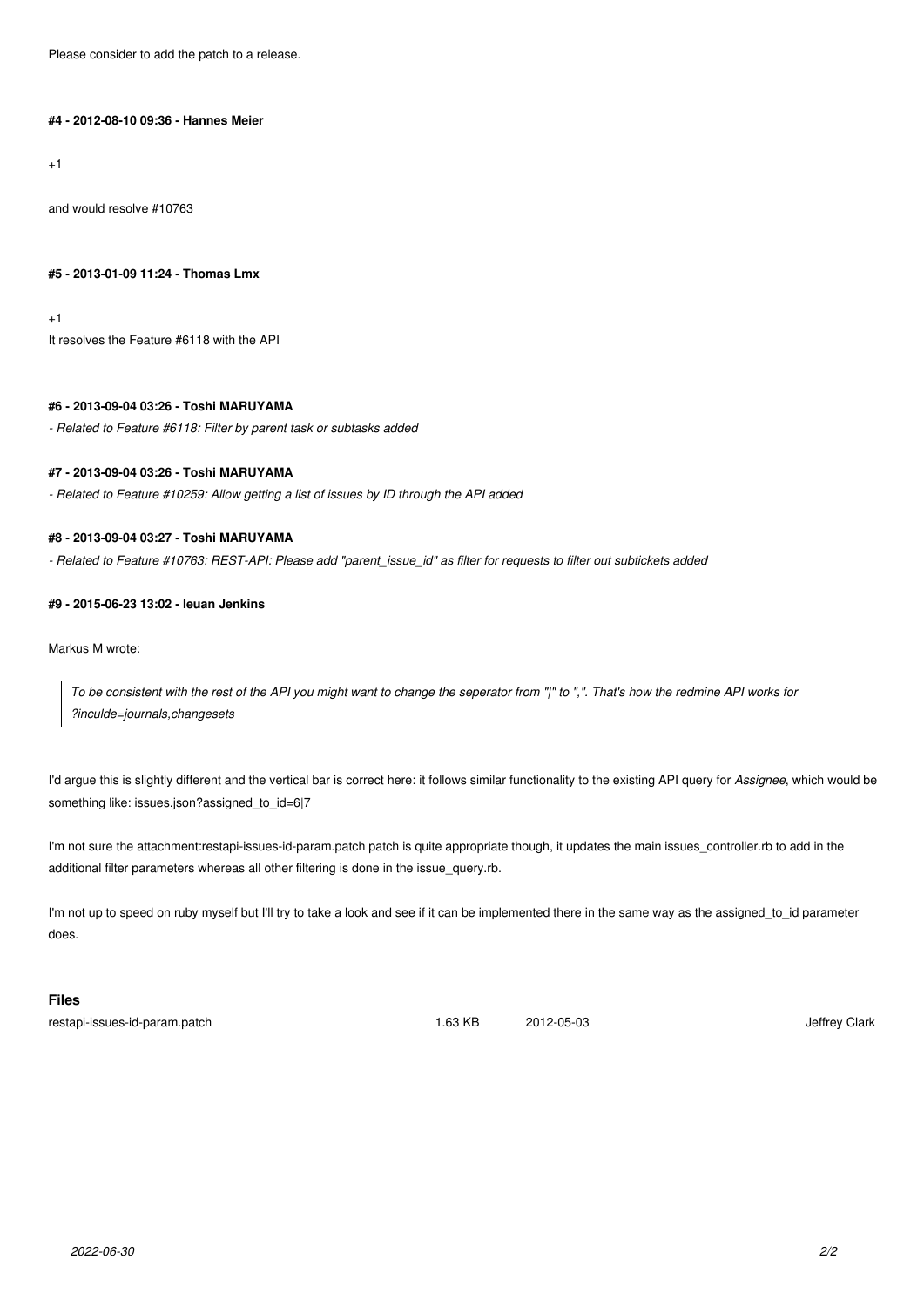Please consider to add the patch to a release.

#### #4 - 2012-08-10 09:36 - Hannes Meier

+1

and would resolve #10763

#### #5 - 2013-01-09 11:24 - Thomas Lmx

+1
It resolves the Feature #6118 with the API

#### #6 - 2013-09-04 03:26 - Toshi MARUYAMA

*- Related to Feature #6118: Filter by parent task or subtasks added*

#### #7 - 2013-09-04 03:26 - Toshi MARUYAMA

*- Related to Feature #10259: Allow getting a list of issues by ID through the API added*

#### #8 - 2013-09-04 03:27 - Toshi MARUYAMA

*- Related to Feature #10763: REST-API: Please add "parent_issue_id" as filter for requests to filter out subtickets added*

#### #9 - 2015-06-23 13:02 - Ieuan Jenkins

Markus M wrote:

> *To be consistent with the rest of the API you might want to change the seperator from "|" to ",". That's how the redmine API works for ?inculde=journals,changesets*

I'd argue this is slightly different and the vertical bar is correct here: it follows similar functionality to the existing API query for *Assignee*, which would be something like: issues.json?assigned_to_id=6|7

I'm not sure the attachment:restapi-issues-id-param.patch patch is quite appropriate though, it updates the main issues_controller.rb to add in the additional filter parameters whereas all other filtering is done in the issue_query.rb.

I'm not up to speed on ruby myself but I'll try to take a look and see if it can be implemented there in the same way as the assigned_to_id parameter does.

**Files**

| | | | |
|---|---|---|---|
| restapi-issues-id-param.patch | 1.63 KB | 2012-05-03 | Jeffrey Clark |